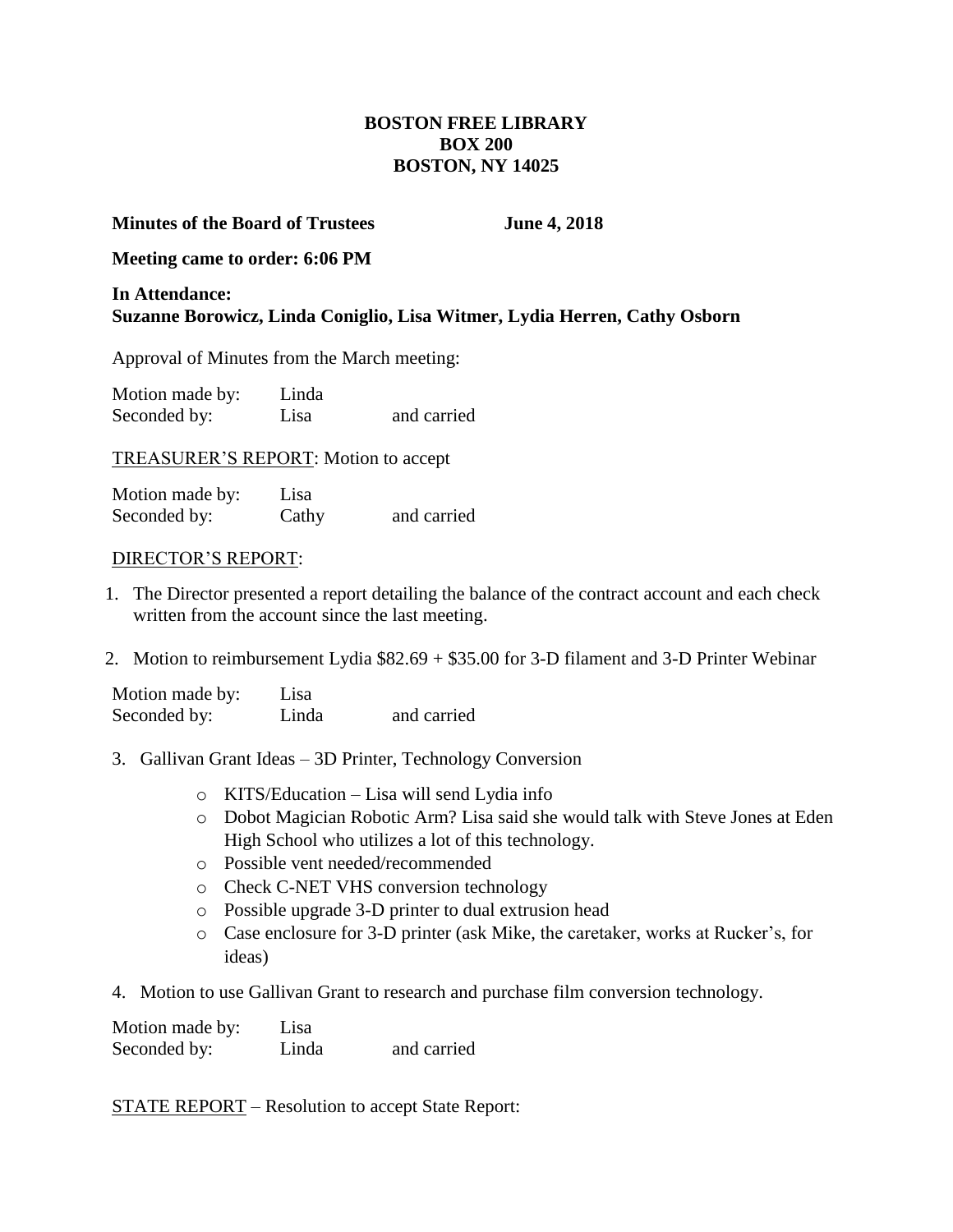**BOSTON FREE LIBRARY**
**BOX 200**
**BOSTON, NY 14025**

**Minutes of the Board of Trustees June 4, 2018**

**Meeting came to order: 6:06 PM**

**In Attendance:**
**Suzanne Borowicz, Linda Coniglio, Lisa Witmer, Lydia Herren, Cathy Osborn**

Approval of Minutes from the March meeting:

Motion made by: Linda
Seconded by: Lisa and carried

TREASURER'S REPORT: Motion to accept

Motion made by: Lisa
Seconded by: Cathy and carried

DIRECTOR'S REPORT:

1. The Director presented a report detailing the balance of the contract account and each check written from the account since the last meeting.

2. Motion to reimbursement Lydia $82.69 + $35.00 for 3-D filament and 3-D Printer Webinar

Motion made by: Lisa
Seconded by: Linda and carried

3. Gallivan Grant Ideas – 3D Printer, Technology Conversion

    - KITS/Education – Lisa will send Lydia info
    - Dobot Magician Robotic Arm? Lisa said she would talk with Steve Jones at Eden High School who utilizes a lot of this technology.
    - Possible vent needed/recommended
    - Check C-NET VHS conversion technology
    - Possible upgrade 3-D printer to dual extrusion head
    - Case enclosure for 3-D printer (ask Mike, the caretaker, works at Rucker's, for ideas)

4. Motion to use Gallivan Grant to research and purchase film conversion technology.

Motion made by: Lisa
Seconded by: Linda and carried

STATE REPORT – Resolution to accept State Report: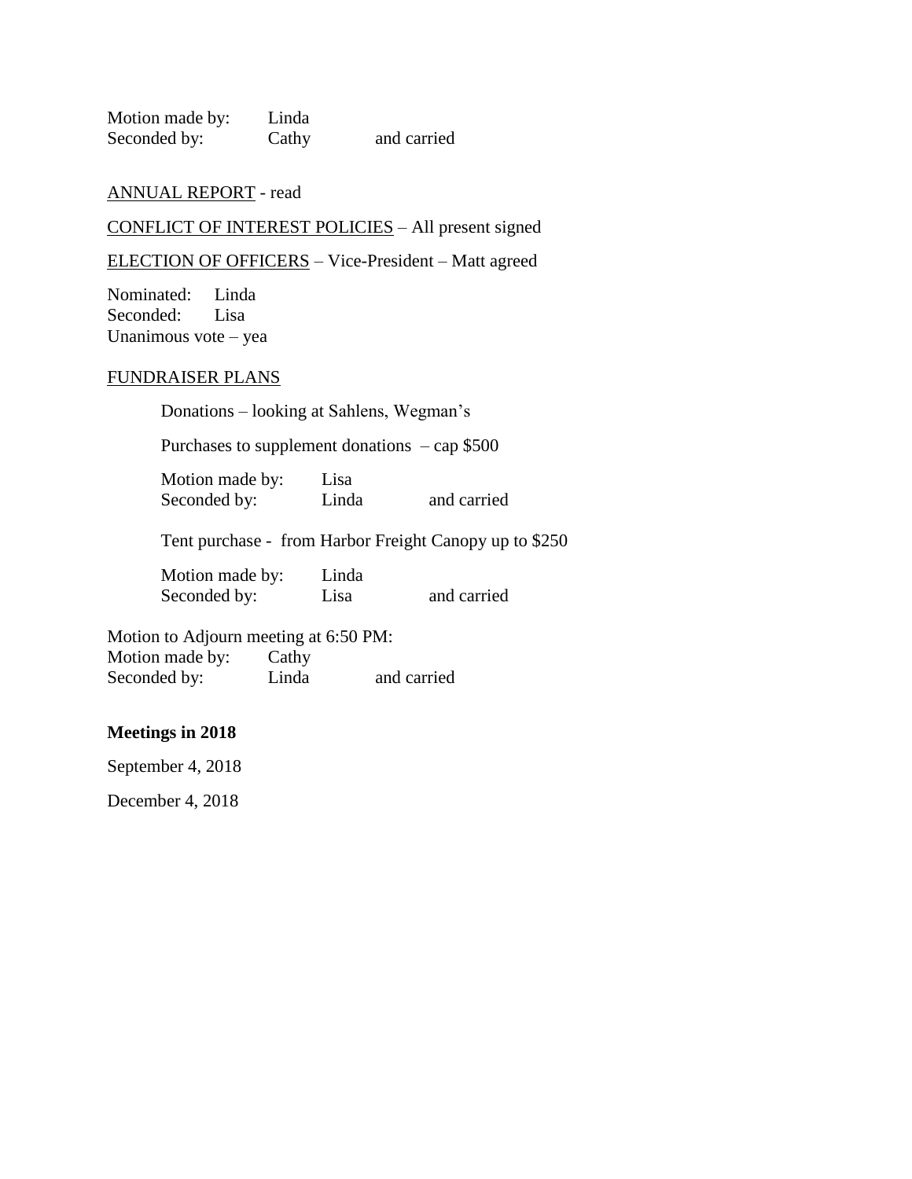Motion made by: Linda
Seconded by: Cathy and carried

<u>ANNUAL REPORT</u> - read

<u>CONFLICT OF INTEREST POLICIES</u> – All present signed

<u>ELECTION OF OFFICERS</u> – Vice-President – Matt agreed

Nominated: Linda
Seconded: Lisa
Unanimous vote – yea

<u>FUNDRAISER PLANS</u>

Donations – looking at Sahlens, Wegman's

Purchases to supplement donations – cap $500

Motion made by: Lisa
Seconded by: Linda and carried

Tent purchase - from Harbor Freight Canopy up to $250

Motion made by: Linda
Seconded by: Lisa and carried

Motion to Adjourn meeting at 6:50 PM:
Motion made by: Cathy
Seconded by: Linda and carried

**Meetings in 2018**

September 4, 2018

December 4, 2018